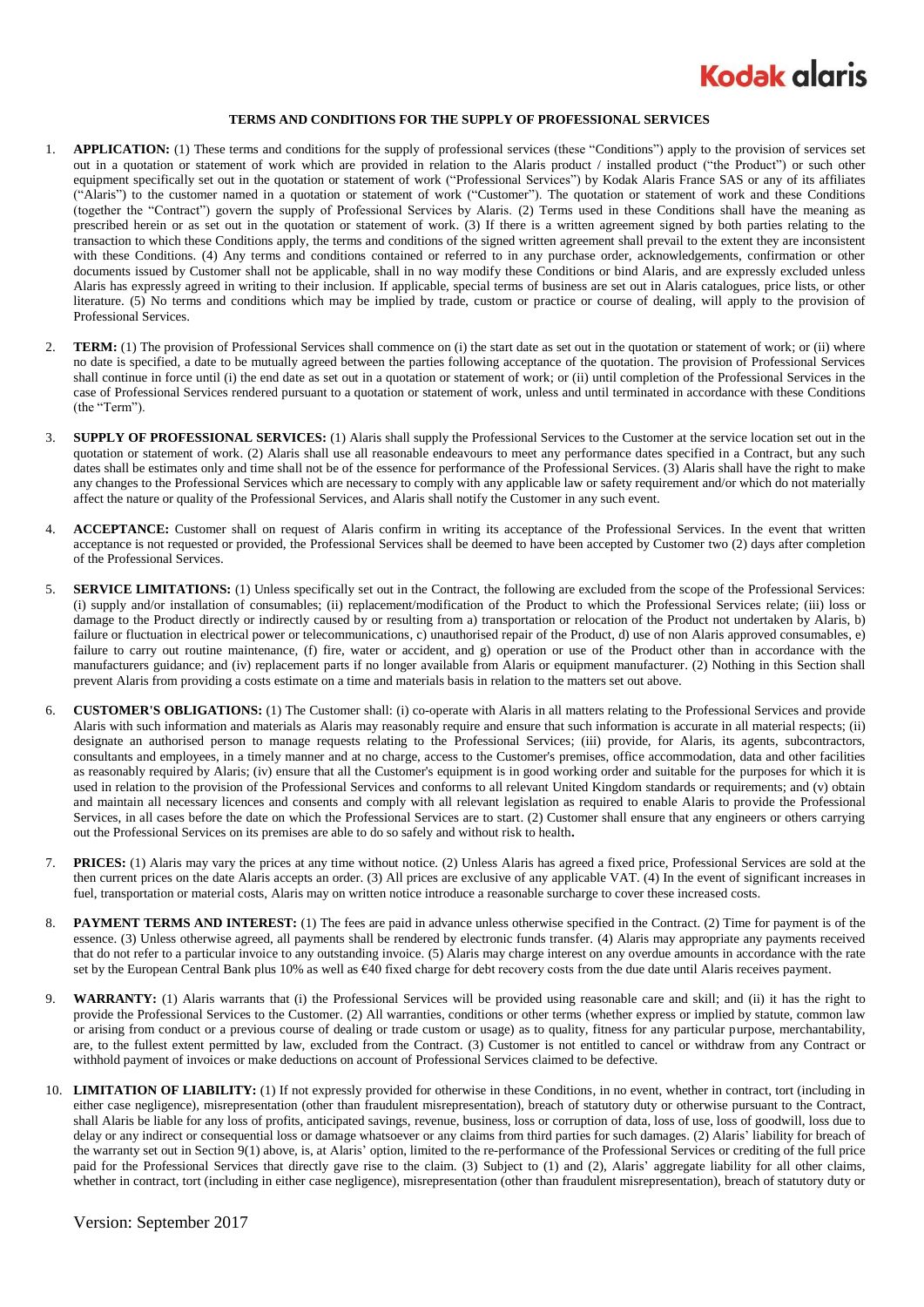Kodak alaris

# TERMS AND CONDITIONS FOR THE SUPPLY OF PROFESSIONAL SERVICES

1. **APPLICATION:** (1) These terms and conditions for the supply of professional services (these "Conditions") apply to the provision of services set out in a quotation or statement of work which are provided in relation to the Alaris product / installed product ("the Product") or such other equipment specifically set out in the quotation or statement of work ("Professional Services") by Kodak Alaris France SAS or any of its affiliates ("Alaris") to the customer named in a quotation or statement of work ("Customer"). The quotation or statement of work and these Conditions (together the "Contract") govern the supply of Professional Services by Alaris. (2) Terms used in these Conditions shall have the meaning as prescribed herein or as set out in the quotation or statement of work. (3) If there is a written agreement signed by both parties relating to the transaction to which these Conditions apply, the terms and conditions of the signed written agreement shall prevail to the extent they are inconsistent with these Conditions. (4) Any terms and conditions contained or referred to in any purchase order, acknowledgements, confirmation or other documents issued by Customer shall not be applicable, shall in no way modify these Conditions or bind Alaris, and are expressly excluded unless Alaris has expressly agreed in writing to their inclusion. If applicable, special terms of business are set out in Alaris catalogues, price lists, or other literature. (5) No terms and conditions which may be implied by trade, custom or practice or course of dealing, will apply to the provision of Professional Services.

2. **TERM:** (1) The provision of Professional Services shall commence on (i) the start date as set out in the quotation or statement of work; or (ii) where no date is specified, a date to be mutually agreed between the parties following acceptance of the quotation. The provision of Professional Services shall continue in force until (i) the end date as set out in a quotation or statement of work; or (ii) until completion of the Professional Services in the case of Professional Services rendered pursuant to a quotation or statement of work, unless and until terminated in accordance with these Conditions (the "Term").

3. **SUPPLY OF PROFESSIONAL SERVICES:** (1) Alaris shall supply the Professional Services to the Customer at the service location set out in the quotation or statement of work. (2) Alaris shall use all reasonable endeavours to meet any performance dates specified in a Contract, but any such dates shall be estimates only and time shall not be of the essence for performance of the Professional Services. (3) Alaris shall have the right to make any changes to the Professional Services which are necessary to comply with any applicable law or safety requirement and/or which do not materially affect the nature or quality of the Professional Services, and Alaris shall notify the Customer in any such event.

4. **ACCEPTANCE:** Customer shall on request of Alaris confirm in writing its acceptance of the Professional Services. In the event that written acceptance is not requested or provided, the Professional Services shall be deemed to have been accepted by Customer two (2) days after completion of the Professional Services.

5. **SERVICE LIMITATIONS:** (1) Unless specifically set out in the Contract, the following are excluded from the scope of the Professional Services: (i) supply and/or installation of consumables; (ii) replacement/modification of the Product to which the Professional Services relate; (iii) loss or damage to the Product directly or indirectly caused by or resulting from a) transportation or relocation of the Product not undertaken by Alaris, b) failure or fluctuation in electrical power or telecommunications, c) unauthorised repair of the Product, d) use of non Alaris approved consumables, e) failure to carry out routine maintenance, (f) fire, water or accident, and g) operation or use of the Product other than in accordance with the manufacturers guidance; and (iv) replacement parts if no longer available from Alaris or equipment manufacturer. (2) Nothing in this Section shall prevent Alaris from providing a costs estimate on a time and materials basis in relation to the matters set out above.

6. **CUSTOMER'S OBLIGATIONS:** (1) The Customer shall: (i) co-operate with Alaris in all matters relating to the Professional Services and provide Alaris with such information and materials as Alaris may reasonably require and ensure that such information is accurate in all material respects; (ii) designate an authorised person to manage requests relating to the Professional Services; (iii) provide, for Alaris, its agents, subcontractors, consultants and employees, in a timely manner and at no charge, access to the Customer's premises, office accommodation, data and other facilities as reasonably required by Alaris; (iv) ensure that all the Customer's equipment is in good working order and suitable for the purposes for which it is used in relation to the provision of the Professional Services and conforms to all relevant United Kingdom standards or requirements; and (v) obtain and maintain all necessary licences and consents and comply with all relevant legislation as required to enable Alaris to provide the Professional Services, in all cases before the date on which the Professional Services are to start. (2) Customer shall ensure that any engineers or others carrying out the Professional Services on its premises are able to do so safely and without risk to health**.**

7. **PRICES:** (1) Alaris may vary the prices at any time without notice. (2) Unless Alaris has agreed a fixed price, Professional Services are sold at the then current prices on the date Alaris accepts an order. (3) All prices are exclusive of any applicable VAT. (4) In the event of significant increases in fuel, transportation or material costs, Alaris may on written notice introduce a reasonable surcharge to cover these increased costs.

8. **PAYMENT TERMS AND INTEREST:** (1) The fees are paid in advance unless otherwise specified in the Contract. (2) Time for payment is of the essence. (3) Unless otherwise agreed, all payments shall be rendered by electronic funds transfer. (4) Alaris may appropriate any payments received that do not refer to a particular invoice to any outstanding invoice. (5) Alaris may charge interest on any overdue amounts in accordance with the rate set by the European Central Bank plus 10% as well as €40 fixed charge for debt recovery costs from the due date until Alaris receives payment.

9. **WARRANTY:** (1) Alaris warrants that (i) the Professional Services will be provided using reasonable care and skill; and (ii) it has the right to provide the Professional Services to the Customer. (2) All warranties, conditions or other terms (whether express or implied by statute, common law or arising from conduct or a previous course of dealing or trade custom or usage) as to quality, fitness for any particular purpose, merchantability, are, to the fullest extent permitted by law, excluded from the Contract. (3) Customer is not entitled to cancel or withdraw from any Contract or withhold payment of invoices or make deductions on account of Professional Services claimed to be defective.

10. **LIMITATION OF LIABILITY:** (1) If not expressly provided for otherwise in these Conditions, in no event, whether in contract, tort (including in either case negligence), misrepresentation (other than fraudulent misrepresentation), breach of statutory duty or otherwise pursuant to the Contract, shall Alaris be liable for any loss of profits, anticipated savings, revenue, business, loss or corruption of data, loss of use, loss of goodwill, loss due to delay or any indirect or consequential loss or damage whatsoever or any claims from third parties for such damages. (2) Alaris' liability for breach of the warranty set out in Section 9(1) above, is, at Alaris' option, limited to the re-performance of the Professional Services or crediting of the full price paid for the Professional Services that directly gave rise to the claim. (3) Subject to (1) and (2), Alaris' aggregate liability for all other claims, whether in contract, tort (including in either case negligence), misrepresentation (other than fraudulent misrepresentation), breach of statutory duty or

Version: September 2017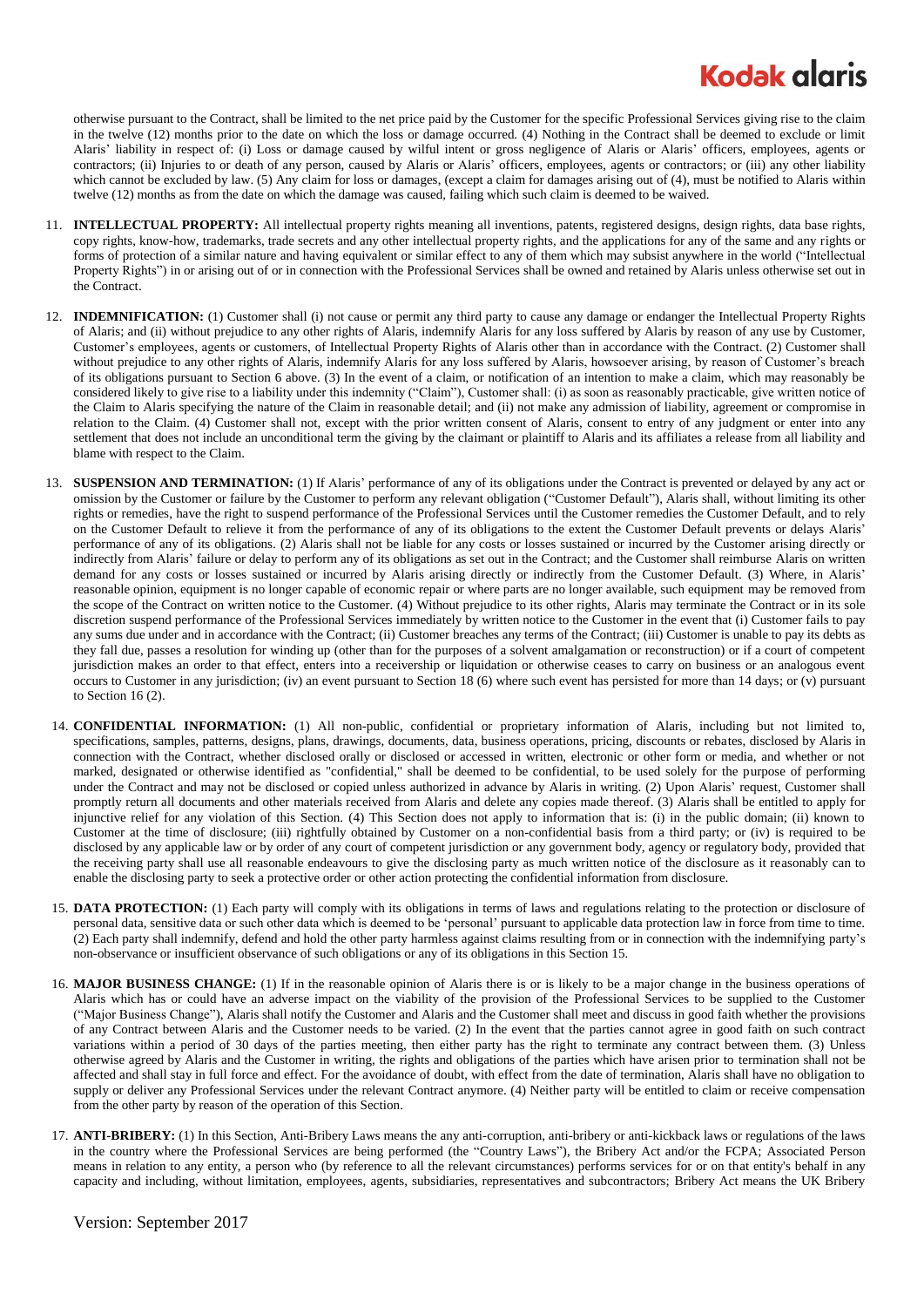otherwise pursuant to the Contract, shall be limited to the net price paid by the Customer for the specific Professional Services giving rise to the claim in the twelve (12) months prior to the date on which the loss or damage occurred. (4) Nothing in the Contract shall be deemed to exclude or limit Alaris' liability in respect of: (i) Loss or damage caused by wilful intent or gross negligence of Alaris or Alaris' officers, employees, agents or contractors; (ii) Injuries to or death of any person, caused by Alaris or Alaris' officers, employees, agents or contractors; or (iii) any other liability which cannot be excluded by law. (5) Any claim for loss or damages, (except a claim for damages arising out of (4), must be notified to Alaris within twelve (12) months as from the date on which the damage was caused, failing which such claim is deemed to be waived.

11. **INTELLECTUAL PROPERTY:** All intellectual property rights meaning all inventions, patents, registered designs, design rights, data base rights, copy rights, know-how, trademarks, trade secrets and any other intellectual property rights, and the applications for any of the same and any rights or forms of protection of a similar nature and having equivalent or similar effect to any of them which may subsist anywhere in the world ("Intellectual Property Rights") in or arising out of or in connection with the Professional Services shall be owned and retained by Alaris unless otherwise set out in the Contract.

12. **INDEMNIFICATION:** (1) Customer shall (i) not cause or permit any third party to cause any damage or endanger the Intellectual Property Rights of Alaris; and (ii) without prejudice to any other rights of Alaris, indemnify Alaris for any loss suffered by Alaris by reason of any use by Customer, Customer's employees, agents or customers, of Intellectual Property Rights of Alaris other than in accordance with the Contract. (2) Customer shall without prejudice to any other rights of Alaris, indemnify Alaris for any loss suffered by Alaris, howsoever arising, by reason of Customer's breach of its obligations pursuant to Section 6 above. (3) In the event of a claim, or notification of an intention to make a claim, which may reasonably be considered likely to give rise to a liability under this indemnity ("Claim"), Customer shall: (i) as soon as reasonably practicable, give written notice of the Claim to Alaris specifying the nature of the Claim in reasonable detail; and (ii) not make any admission of liability, agreement or compromise in relation to the Claim. (4) Customer shall not, except with the prior written consent of Alaris, consent to entry of any judgment or enter into any settlement that does not include an unconditional term the giving by the claimant or plaintiff to Alaris and its affiliates a release from all liability and blame with respect to the Claim.

13. **SUSPENSION AND TERMINATION:** (1) If Alaris' performance of any of its obligations under the Contract is prevented or delayed by any act or omission by the Customer or failure by the Customer to perform any relevant obligation ("Customer Default"), Alaris shall, without limiting its other rights or remedies, have the right to suspend performance of the Professional Services until the Customer remedies the Customer Default, and to rely on the Customer Default to relieve it from the performance of any of its obligations to the extent the Customer Default prevents or delays Alaris' performance of any of its obligations. (2) Alaris shall not be liable for any costs or losses sustained or incurred by the Customer arising directly or indirectly from Alaris' failure or delay to perform any of its obligations as set out in the Contract; and the Customer shall reimburse Alaris on written demand for any costs or losses sustained or incurred by Alaris arising directly or indirectly from the Customer Default. (3) Where, in Alaris' reasonable opinion, equipment is no longer capable of economic repair or where parts are no longer available, such equipment may be removed from the scope of the Contract on written notice to the Customer. (4) Without prejudice to its other rights, Alaris may terminate the Contract or in its sole discretion suspend performance of the Professional Services immediately by written notice to the Customer in the event that (i) Customer fails to pay any sums due under and in accordance with the Contract; (ii) Customer breaches any terms of the Contract; (iii) Customer is unable to pay its debts as they fall due, passes a resolution for winding up (other than for the purposes of a solvent amalgamation or reconstruction) or if a court of competent jurisdiction makes an order to that effect, enters into a receivership or liquidation or otherwise ceases to carry on business or an analogous event occurs to Customer in any jurisdiction; (iv) an event pursuant to Section 18 (6) where such event has persisted for more than 14 days; or (v) pursuant to Section 16 (2).

14. **CONFIDENTIAL INFORMATION:** (1) All non-public, confidential or proprietary information of Alaris, including but not limited to, specifications, samples, patterns, designs, plans, drawings, documents, data, business operations, pricing, discounts or rebates, disclosed by Alaris in connection with the Contract, whether disclosed orally or disclosed or accessed in written, electronic or other form or media, and whether or not marked, designated or otherwise identified as "confidential," shall be deemed to be confidential, to be used solely for the purpose of performing under the Contract and may not be disclosed or copied unless authorized in advance by Alaris in writing. (2) Upon Alaris' request, Customer shall promptly return all documents and other materials received from Alaris and delete any copies made thereof. (3) Alaris shall be entitled to apply for injunctive relief for any violation of this Section. (4) This Section does not apply to information that is: (i) in the public domain; (ii) known to Customer at the time of disclosure; (iii) rightfully obtained by Customer on a non-confidential basis from a third party; or (iv) is required to be disclosed by any applicable law or by order of any court of competent jurisdiction or any government body, agency or regulatory body, provided that the receiving party shall use all reasonable endeavours to give the disclosing party as much written notice of the disclosure as it reasonably can to enable the disclosing party to seek a protective order or other action protecting the confidential information from disclosure.

15. **DATA PROTECTION:** (1) Each party will comply with its obligations in terms of laws and regulations relating to the protection or disclosure of personal data, sensitive data or such other data which is deemed to be 'personal' pursuant to applicable data protection law in force from time to time. (2) Each party shall indemnify, defend and hold the other party harmless against claims resulting from or in connection with the indemnifying party's non-observance or insufficient observance of such obligations or any of its obligations in this Section 15.

16. **MAJOR BUSINESS CHANGE:** (1) If in the reasonable opinion of Alaris there is or is likely to be a major change in the business operations of Alaris which has or could have an adverse impact on the viability of the provision of the Professional Services to be supplied to the Customer ("Major Business Change"), Alaris shall notify the Customer and Alaris and the Customer shall meet and discuss in good faith whether the provisions of any Contract between Alaris and the Customer needs to be varied. (2) In the event that the parties cannot agree in good faith on such contract variations within a period of 30 days of the parties meeting, then either party has the right to terminate any contract between them. (3) Unless otherwise agreed by Alaris and the Customer in writing, the rights and obligations of the parties which have arisen prior to termination shall not be affected and shall stay in full force and effect. For the avoidance of doubt, with effect from the date of termination, Alaris shall have no obligation to supply or deliver any Professional Services under the relevant Contract anymore. (4) Neither party will be entitled to claim or receive compensation from the other party by reason of the operation of this Section.

17. **ANTI-BRIBERY:** (1) In this Section, Anti-Bribery Laws means the any anti-corruption, anti-bribery or anti-kickback laws or regulations of the laws in the country where the Professional Services are being performed (the "Country Laws"), the Bribery Act and/or the FCPA; Associated Person means in relation to any entity, a person who (by reference to all the relevant circumstances) performs services for or on that entity's behalf in any capacity and including, without limitation, employees, agents, subsidiaries, representatives and subcontractors; Bribery Act means the UK Bribery

Version: September 2017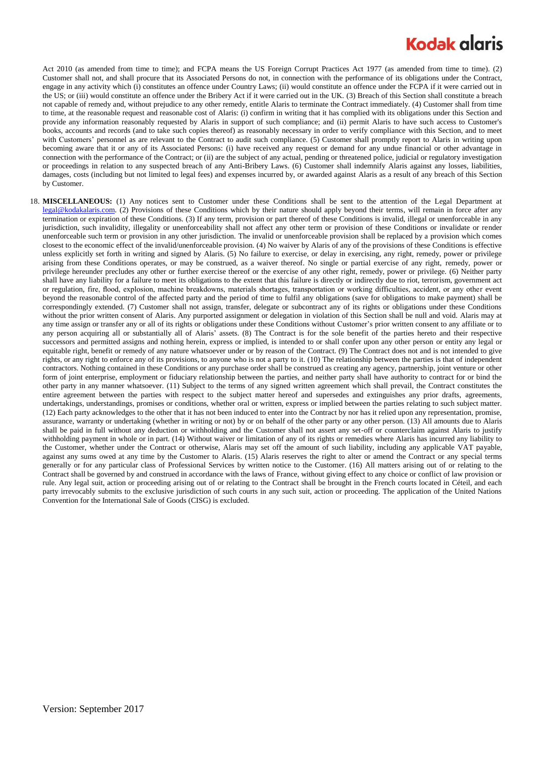Act 2010 (as amended from time to time); and FCPA means the US Foreign Corrupt Practices Act 1977 (as amended from time to time). (2) Customer shall not, and shall procure that its Associated Persons do not, in connection with the performance of its obligations under the Contract, engage in any activity which (i) constitutes an offence under Country Laws; (ii) would constitute an offence under the FCPA if it were carried out in the US; or (iii) would constitute an offence under the Bribery Act if it were carried out in the UK. (3) Breach of this Section shall constitute a breach not capable of remedy and, without prejudice to any other remedy, entitle Alaris to terminate the Contract immediately. (4) Customer shall from time to time, at the reasonable request and reasonable cost of Alaris: (i) confirm in writing that it has complied with its obligations under this Section and provide any information reasonably requested by Alaris in support of such compliance; and (ii) permit Alaris to have such access to Customer's books, accounts and records (and to take such copies thereof) as reasonably necessary in order to verify compliance with this Section, and to meet with Customers' personnel as are relevant to the Contract to audit such compliance. (5) Customer shall promptly report to Alaris in writing upon becoming aware that it or any of its Associated Persons: (i) have received any request or demand for any undue financial or other advantage in connection with the performance of the Contract; or (ii) are the subject of any actual, pending or threatened police, judicial or regulatory investigation or proceedings in relation to any suspected breach of any Anti-Bribery Laws. (6) Customer shall indemnify Alaris against any losses, liabilities, damages, costs (including but not limited to legal fees) and expenses incurred by, or awarded against Alaris as a result of any breach of this Section by Customer.

18. **MISCELLANEOUS:** (1) Any notices sent to Customer under these Conditions shall be sent to the attention of the Legal Department at legal@kodakalaris.com. (2) Provisions of these Conditions which by their nature should apply beyond their terms, will remain in force after any termination or expiration of these Conditions. (3) If any term, provision or part thereof of these Conditions is invalid, illegal or unenforceable in any jurisdiction, such invalidity, illegality or unenforceability shall not affect any other term or provision of these Conditions or invalidate or render unenforceable such term or provision in any other jurisdiction. The invalid or unenforceable provision shall be replaced by a provision which comes closest to the economic effect of the invalid/unenforceable provision. (4) No waiver by Alaris of any of the provisions of these Conditions is effective unless explicitly set forth in writing and signed by Alaris. (5) No failure to exercise, or delay in exercising, any right, remedy, power or privilege arising from these Conditions operates, or may be construed, as a waiver thereof. No single or partial exercise of any right, remedy, power or privilege hereunder precludes any other or further exercise thereof or the exercise of any other right, remedy, power or privilege. (6) Neither party shall have any liability for a failure to meet its obligations to the extent that this failure is directly or indirectly due to riot, terrorism, government act or regulation, fire, flood, explosion, machine breakdowns, materials shortages, transportation or working difficulties, accident, or any other event beyond the reasonable control of the affected party and the period of time to fulfil any obligations (save for obligations to make payment) shall be correspondingly extended. (7) Customer shall not assign, transfer, delegate or subcontract any of its rights or obligations under these Conditions without the prior written consent of Alaris. Any purported assignment or delegation in violation of this Section shall be null and void. Alaris may at any time assign or transfer any or all of its rights or obligations under these Conditions without Customer's prior written consent to any affiliate or to any person acquiring all or substantially all of Alaris' assets. (8) The Contract is for the sole benefit of the parties hereto and their respective successors and permitted assigns and nothing herein, express or implied, is intended to or shall confer upon any other person or entity any legal or equitable right, benefit or remedy of any nature whatsoever under or by reason of the Contract. (9) The Contract does not and is not intended to give rights, or any right to enforce any of its provisions, to anyone who is not a party to it. (10) The relationship between the parties is that of independent contractors. Nothing contained in these Conditions or any purchase order shall be construed as creating any agency, partnership, joint venture or other form of joint enterprise, employment or fiduciary relationship between the parties, and neither party shall have authority to contract for or bind the other party in any manner whatsoever. (11) Subject to the terms of any signed written agreement which shall prevail, the Contract constitutes the entire agreement between the parties with respect to the subject matter hereof and supersedes and extinguishes any prior drafts, agreements, undertakings, understandings, promises or conditions, whether oral or written, express or implied between the parties relating to such subject matter. (12) Each party acknowledges to the other that it has not been induced to enter into the Contract by nor has it relied upon any representation, promise, assurance, warranty or undertaking (whether in writing or not) by or on behalf of the other party or any other person. (13) All amounts due to Alaris shall be paid in full without any deduction or withholding and the Customer shall not assert any set-off or counterclaim against Alaris to justify withholding payment in whole or in part. (14) Without waiver or limitation of any of its rights or remedies where Alaris has incurred any liability to the Customer, whether under the Contract or otherwise, Alaris may set off the amount of such liability, including any applicable VAT payable, against any sums owed at any time by the Customer to Alaris. (15) Alaris reserves the right to alter or amend the Contract or any special terms generally or for any particular class of Professional Services by written notice to the Customer. (16) All matters arising out of or relating to the Contract shall be governed by and construed in accordance with the laws of France, without giving effect to any choice or conflict of law provision or rule. Any legal suit, action or proceeding arising out of or relating to the Contract shall be brought in the French courts located in Céteil, and each party irrevocably submits to the exclusive jurisdiction of such courts in any such suit, action or proceeding. The application of the United Nations Convention for the International Sale of Goods (CISG) is excluded.

Version: September 2017